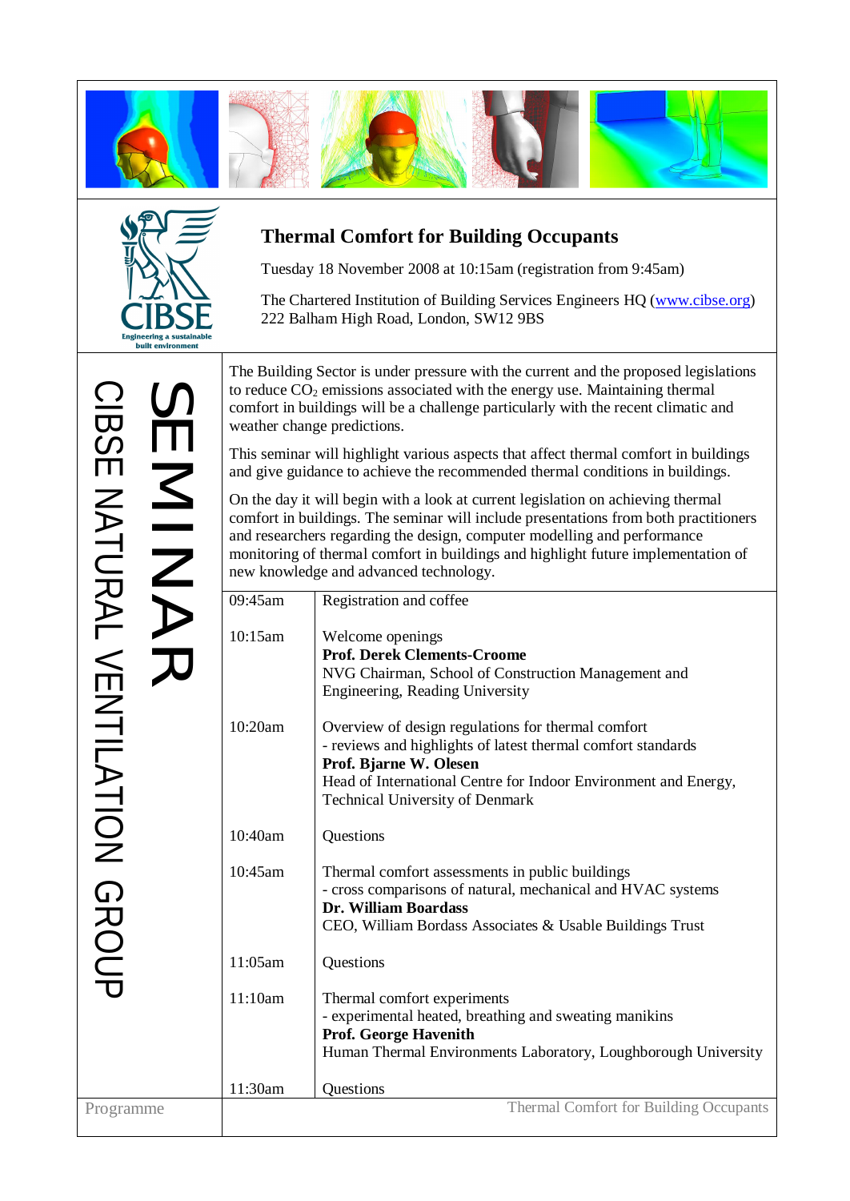# Thermal Comfort for Building Occupants

Tuesday 18 November 2008 at 10:15am (registration from 9:45am)

The Chartered Institution of Building Services Engineers HQ (www.cibse.org)
222 Balham High Road, London, SW12 9BS

CIBSE Engineering a sustainable built environment

SEMINAR

CIBSE NATURAL VENTILATION GROUP

The Building Sector is under pressure with the current and the proposed legislations to reduce $CO_2$ emissions associated with the energy use. Maintaining thermal comfort in buildings will be a challenge particularly with the recent climatic and weather change predictions.

This seminar will highlight various aspects that affect thermal comfort in buildings and give guidance to achieve the recommended thermal conditions in buildings.

On the day it will begin with a look at current legislation on achieving thermal comfort in buildings. The seminar will include presentations from both practitioners and researchers regarding the design, computer modelling and performance monitoring of thermal comfort in buildings and highlight future implementation of new knowledge and advanced technology.

| | |
|---|---|
| 09:45am | Registration and coffee |
| 10:15am | Welcome openings<br>**Prof. Derek Clements-Croome**<br>NVG Chairman, School of Construction Management and Engineering, Reading University |
| 10:20am | Overview of design regulations for thermal comfort<br>- reviews and highlights of latest thermal comfort standards<br>**Prof. Bjarne W. Olesen**<br>Head of International Centre for Indoor Environment and Energy, Technical University of Denmark |
| 10:40am | Questions |
| 10:45am | Thermal comfort assessments in public buildings<br>- cross comparisons of natural, mechanical and HVAC systems<br>**Dr. William Boardass**<br>CEO, William Bordass Associates & Usable Buildings Trust |
| 11:05am | Questions |
| 11:10am | Thermal comfort experiments<br>- experimental heated, breathing and sweating manikins<br>**Prof. George Havenith**<br>Human Thermal Environments Laboratory, Loughborough University |
| 11:30am | Questions |

Programme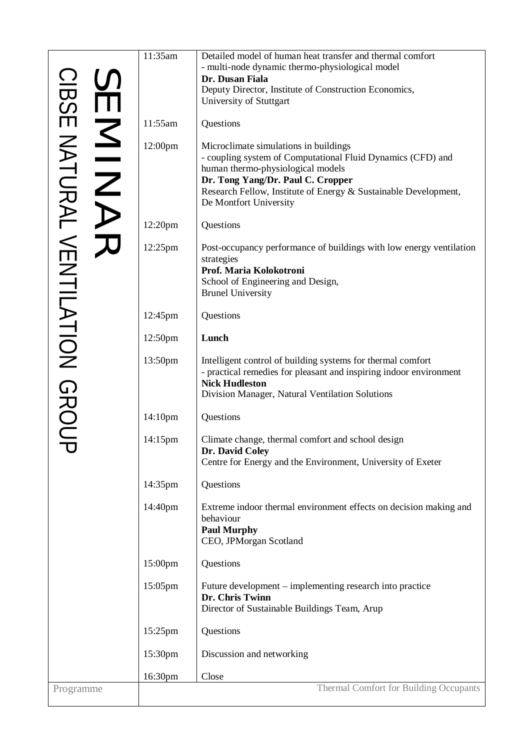# SEMINAR

## CIBSE NATURAL VENTILATION GROUP

| | |
|---|---|
| 11:35am | Detailed model of human heat transfer and thermal comfort<br>- multi-node dynamic thermo-physiological model<br>**Dr. Dusan Fiala**<br>Deputy Director, Institute of Construction Economics, University of Stuttgart |
| 11:55am | Questions |
| 12:00pm | Microclimate simulations in buildings<br>- coupling system of Computational Fluid Dynamics (CFD) and human thermo-physiological models<br>**Dr. Tong Yang/Dr. Paul C. Cropper**<br>Research Fellow, Institute of Energy & Sustainable Development, De Montfort University |
| 12:20pm | Questions |
| 12:25pm | Post-occupancy performance of buildings with low energy ventilation strategies<br>**Prof. Maria Kolokotroni**<br>School of Engineering and Design,<br>Brunel University |
| 12:45pm | Questions |
| 12:50pm | **Lunch** |
| 13:50pm | Intelligent control of building systems for thermal comfort<br>- practical remedies for pleasant and inspiring indoor environment<br>**Nick Hudleston**<br>Division Manager, Natural Ventilation Solutions |
| 14:10pm | Questions |
| 14:15pm | Climate change, thermal comfort and school design<br>**Dr. David Coley**<br>Centre for Energy and the Environment, University of Exeter |
| 14:35pm | Questions |
| 14:40pm | Extreme indoor thermal environment effects on decision making and behaviour<br>**Paul Murphy**<br>CEO, JPMorgan Scotland |
| 15:00pm | Questions |
| 15:05pm | Future development – implementing research into practice<br>**Dr. Chris Twinn**<br>Director of Sustainable Buildings Team, Arup |
| 15:25pm | Questions |
| 15:30pm | Discussion and networking |
| 16:30pm | Close |

Programme

Thermal Comfort for Building Occupants